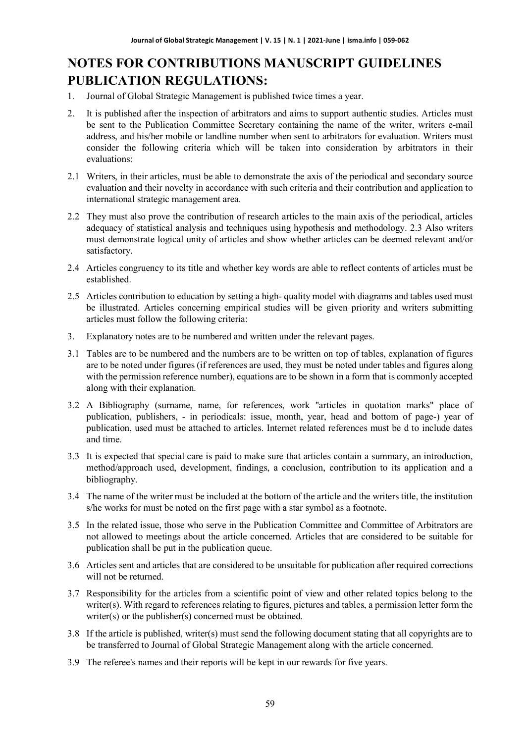# NOTES FOR CONTRIBUTIONS MANUSCRIPT GUIDELINES PUBLICATION REGULATIONS:

1. Journal of Global Strategic Management is published twice times a year.

2. It is published after the inspection of arbitrators and aims to support authentic studies. Articles must be sent to the Publication Committee Secretary containing the name of the writer, writers e-mail address, and his/her mobile or landline number when sent to arbitrators for evaluation. Writers must consider the following criteria which will be taken into consideration by arbitrators in their evaluations:

2.1 Writers, in their articles, must be able to demonstrate the axis of the periodical and secondary source evaluation and their novelty in accordance with such criteria and their contribution and application to international strategic management area.

2.2 They must also prove the contribution of research articles to the main axis of the periodical, articles adequacy of statistical analysis and techniques using hypothesis and methodology. 2.3 Also writers must demonstrate logical unity of articles and show whether articles can be deemed relevant and/or satisfactory.

2.4 Articles congruency to its title and whether key words are able to reflect contents of articles must be established.

2.5 Articles contribution to education by setting a high- quality model with diagrams and tables used must be illustrated. Articles concerning empirical studies will be given priority and writers submitting articles must follow the following criteria:

3. Explanatory notes are to be numbered and written under the relevant pages.

3.1 Tables are to be numbered and the numbers are to be written on top of tables, explanation of figures are to be noted under figures (if references are used, they must be noted under tables and figures along with the permission reference number), equations are to be shown in a form that is commonly accepted along with their explanation.

3.2 A Bibliography (surname, name, for references, work "articles in quotation marks" place of publication, publishers, - in periodicals: issue, month, year, head and bottom of page-) year of publication, used must be attached to articles. Internet related references must be d to include dates and time.

3.3 It is expected that special care is paid to make sure that articles contain a summary, an introduction, method/approach used, development, findings, a conclusion, contribution to its application and a bibliography.

3.4 The name of the writer must be included at the bottom of the article and the writers title, the institution s/he works for must be noted on the first page with a star symbol as a footnote.

3.5 In the related issue, those who serve in the Publication Committee and Committee of Arbitrators are not allowed to meetings about the article concerned. Articles that are considered to be suitable for publication shall be put in the publication queue.

3.6 Articles sent and articles that are considered to be unsuitable for publication after required corrections will not be returned.

3.7 Responsibility for the articles from a scientific point of view and other related topics belong to the writer(s). With regard to references relating to figures, pictures and tables, a permission letter form the writer(s) or the publisher(s) concerned must be obtained.

3.8 If the article is published, writer(s) must send the following document stating that all copyrights are to be transferred to Journal of Global Strategic Management along with the article concerned.

3.9 The referee's names and their reports will be kept in our rewards for five years.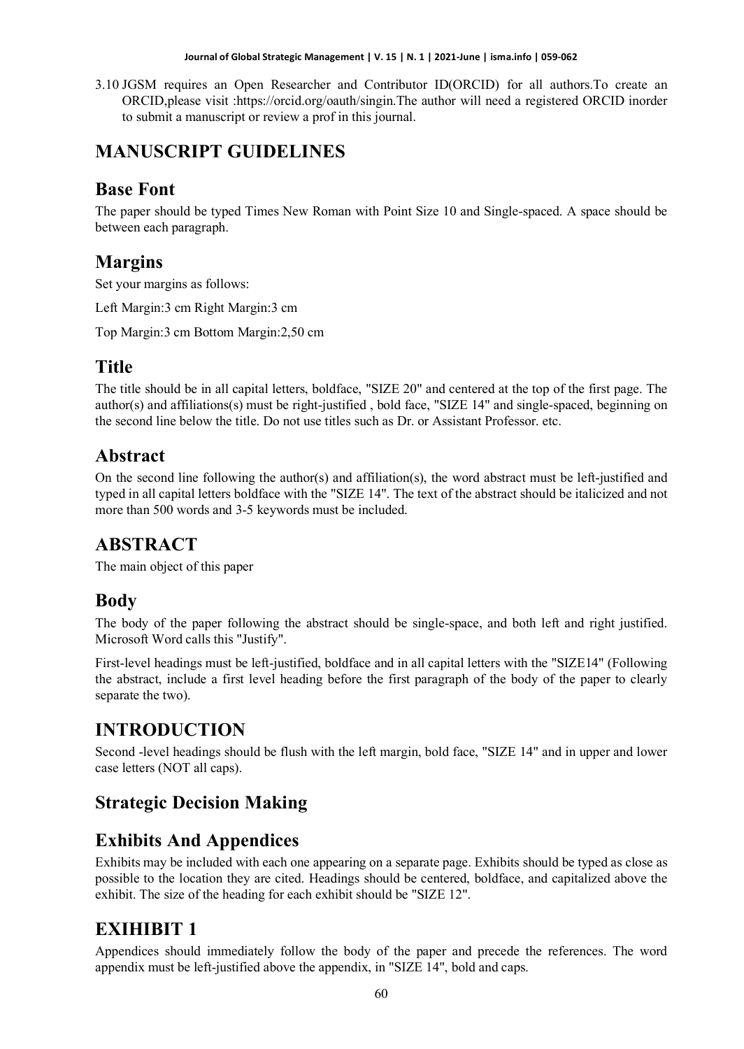3.10 JGSM requires an Open Researcher and Contributor ID(ORCID) for all authors.To create an ORCID,please visit :https://orcid.org/oauth/singin.The author will need a registered ORCID inorder to submit a manuscript or review a prof in this journal.

# MANUSCRIPT GUIDELINES

## Base Font

The paper should be typed Times New Roman with Point Size 10 and Single-spaced. A space should be between each paragraph.

## Margins

Set your margins as follows:

Left Margin:3 cm Right Margin:3 cm

Top Margin:3 cm Bottom Margin:2,50 cm

## Title

The title should be in all capital letters, boldface, "SIZE 20" and centered at the top of the first page. The author(s) and affiliations(s) must be right-justified , bold face, "SIZE 14" and single-spaced, beginning on the second line below the title. Do not use titles such as Dr. or Assistant Professor. etc.

## Abstract

On the second line following the author(s) and affiliation(s), the word abstract must be left-justified and typed in all capital letters boldface with the "SIZE 14". The text of the abstract should be italicized and not more than 500 words and 3-5 keywords must be included.

## ABSTRACT

The main object of this paper

## Body

The body of the paper following the abstract should be single-space, and both left and right justified. Microsoft Word calls this "Justify".

First-level headings must be left-justified, boldface and in all capital letters with the "SIZE14" (Following the abstract, include a first level heading before the first paragraph of the body of the paper to clearly separate the two).

## INTRODUCTION

Second -level headings should be flush with the left margin, bold face, "SIZE 14" and in upper and lower case letters (NOT all caps).

## Strategic Decision Making

## Exhibits And Appendices

Exhibits may be included with each one appearing on a separate page. Exhibits should be typed as close as possible to the location they are cited. Headings should be centered, boldface, and capitalized above the exhibit. The size of the heading for each exhibit should be "SIZE 12".

## EXIHIBIT 1

Appendices should immediately follow the body of the paper and precede the references. The word appendix must be left-justified above the appendix, in "SIZE 14", bold and caps.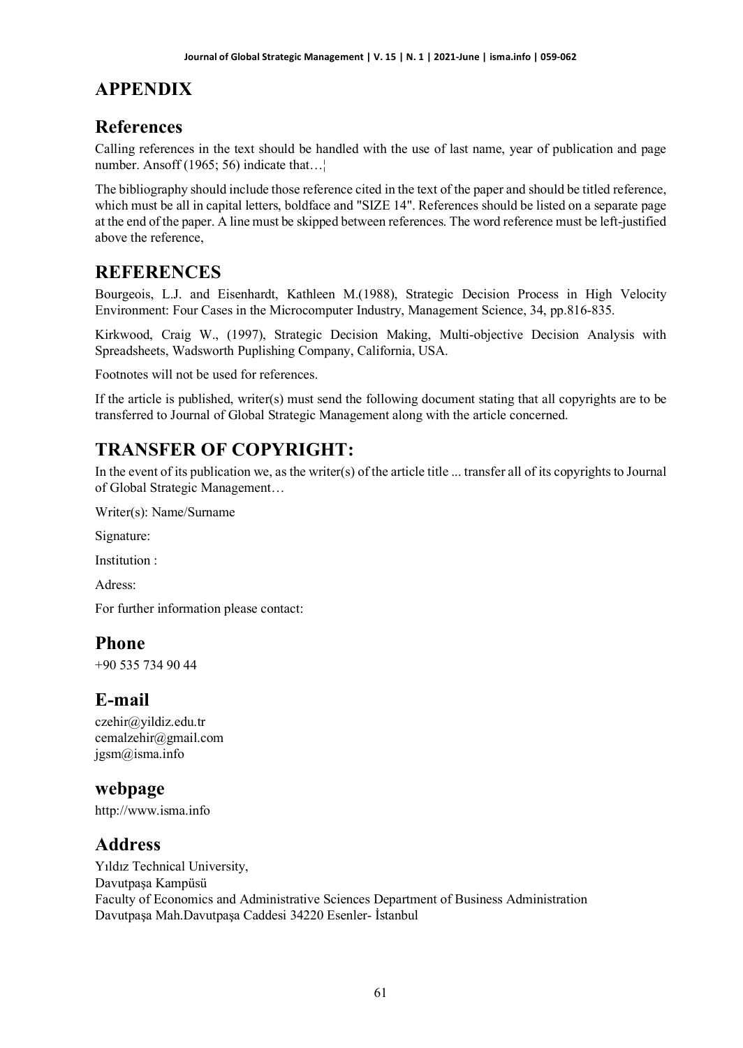# APPENDIX

## References

Calling references in the text should be handled with the use of last name, year of publication and page number. Ansoff (1965; 56) indicate that…¦

The bibliography should include those reference cited in the text of the paper and should be titled reference, which must be all in capital letters, boldface and "SIZE 14". References should be listed on a separate page at the end of the paper. A line must be skipped between references. The word reference must be left-justified above the reference,

## REFERENCES

Bourgeois, L.J. and Eisenhardt, Kathleen M.(1988), Strategic Decision Process in High Velocity Environment: Four Cases in the Microcomputer Industry, Management Science, 34, pp.816-835.

Kirkwood, Craig W., (1997), Strategic Decision Making, Multi-objective Decision Analysis with Spreadsheets, Wadsworth Puplishing Company, California, USA.

Footnotes will not be used for references.

If the article is published, writer(s) must send the following document stating that all copyrights are to be transferred to Journal of Global Strategic Management along with the article concerned.

## TRANSFER OF COPYRIGHT:

In the event of its publication we, as the writer(s) of the article title ... transfer all of its copyrights to Journal of Global Strategic Management…

Writer(s): Name/Surname

Signature:

Institution :

Adress:

For further information please contact:

## Phone

+90 535 734 90 44

## E-mail

czehir@yildiz.edu.tr
cemalzehir@gmail.com
jgsm@isma.info

### webpage

http://www.isma.info

## Address

Yıldız Technical University,
Davutpaşa Kampüsü
Faculty of Economics and Administrative Sciences Department of Business Administration
Davutpaşa Mah.Davutpaşa Caddesi 34220 Esenler- İstanbul